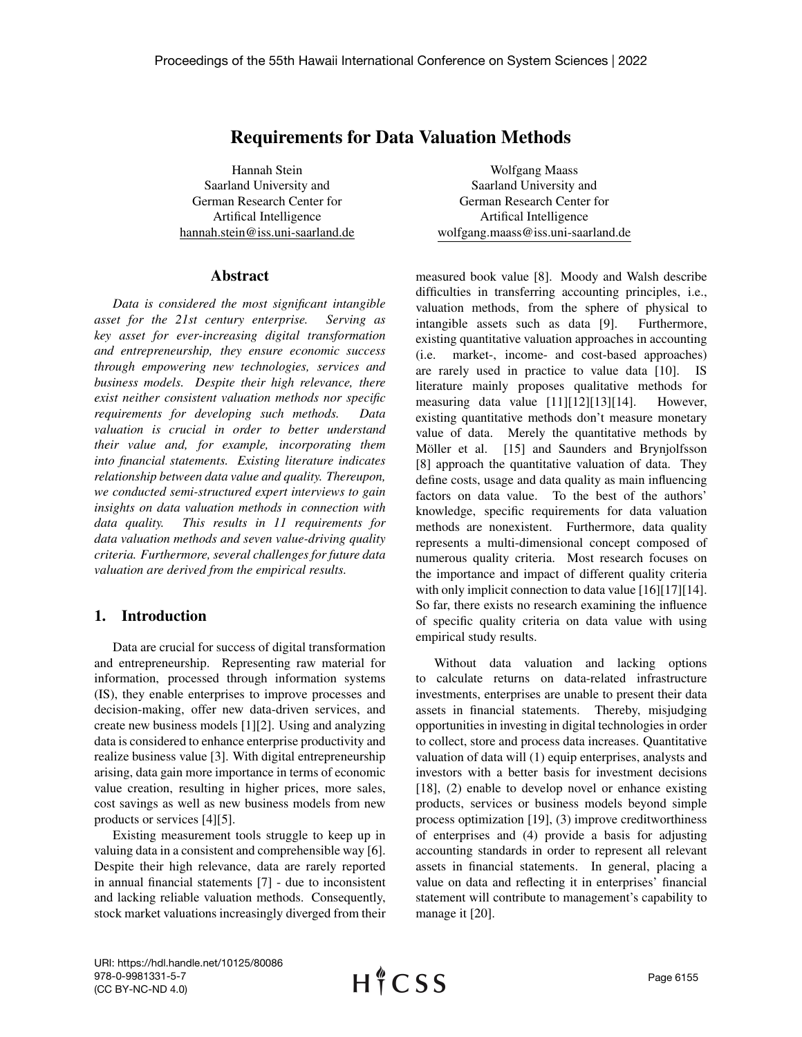# Requirements for Data Valuation Methods

Hannah Stein
Saarland University and
German Research Center for
Artifical Intelligence
hannah.stein@iss.uni-saarland.de

Wolfgang Maass
Saarland University and
German Research Center for
Artifical Intelligence
wolfgang.maass@iss.uni-saarland.de

## Abstract

*Data is considered the most significant intangible asset for the 21st century enterprise. Serving as key asset for ever-increasing digital transformation and entrepreneurship, they ensure economic success through empowering new technologies, services and business models. Despite their high relevance, there exist neither consistent valuation methods nor specific requirements for developing such methods. Data valuation is crucial in order to better understand their value and, for example, incorporating them into financial statements. Existing literature indicates relationship between data value and quality. Thereupon, we conducted semi-structured expert interviews to gain insights on data valuation methods in connection with data quality. This results in 11 requirements for data valuation methods and seven value-driving quality criteria. Furthermore, several challenges for future data valuation are derived from the empirical results.*

## 1. Introduction

Data are crucial for success of digital transformation and entrepreneurship. Representing raw material for information, processed through information systems (IS), they enable enterprises to improve processes and decision-making, offer new data-driven services, and create new business models [1][2]. Using and analyzing data is considered to enhance enterprise productivity and realize business value [3]. With digital entrepreneurship arising, data gain more importance in terms of economic value creation, resulting in higher prices, more sales, cost savings as well as new business models from new products or services [4][5].

Existing measurement tools struggle to keep up in valuing data in a consistent and comprehensible way [6]. Despite their high relevance, data are rarely reported in annual financial statements [7] - due to inconsistent and lacking reliable valuation methods. Consequently, stock market valuations increasingly diverged from their measured book value [8]. Moody and Walsh describe difficulties in transferring accounting principles, i.e., valuation methods, from the sphere of physical to intangible assets such as data [9]. Furthermore, existing quantitative valuation approaches in accounting (i.e. market-, income- and cost-based approaches) are rarely used in practice to value data [10]. IS literature mainly proposes qualitative methods for measuring data value [11][12][13][14]. However, existing quantitative methods don't measure monetary value of data. Merely the quantitative methods by Möller et al. [15] and Saunders and Brynjolfsson [8] approach the quantitative valuation of data. They define costs, usage and data quality as main influencing factors on data value. To the best of the authors' knowledge, specific requirements for data valuation methods are nonexistent. Furthermore, data quality represents a multi-dimensional concept composed of numerous quality criteria. Most research focuses on the importance and impact of different quality criteria with only implicit connection to data value [16][17][14]. So far, there exists no research examining the influence of specific quality criteria on data value with using empirical study results.

Without data valuation and lacking options to calculate returns on data-related infrastructure investments, enterprises are unable to present their data assets in financial statements. Thereby, misjudging opportunities in investing in digital technologies in order to collect, store and process data increases. Quantitative valuation of data will (1) equip enterprises, analysts and investors with a better basis for investment decisions [18], (2) enable to develop novel or enhance existing products, services or business models beyond simple process optimization [19], (3) improve creditworthiness of enterprises and (4) provide a basis for adjusting accounting standards in order to represent all relevant assets in financial statements. In general, placing a value on data and reflecting it in enterprises' financial statement will contribute to management's capability to manage it [20].

URI: https://hdl.handle.net/10125/80086
978-0-9981331-5-7
(CC BY-NC-ND 4.0)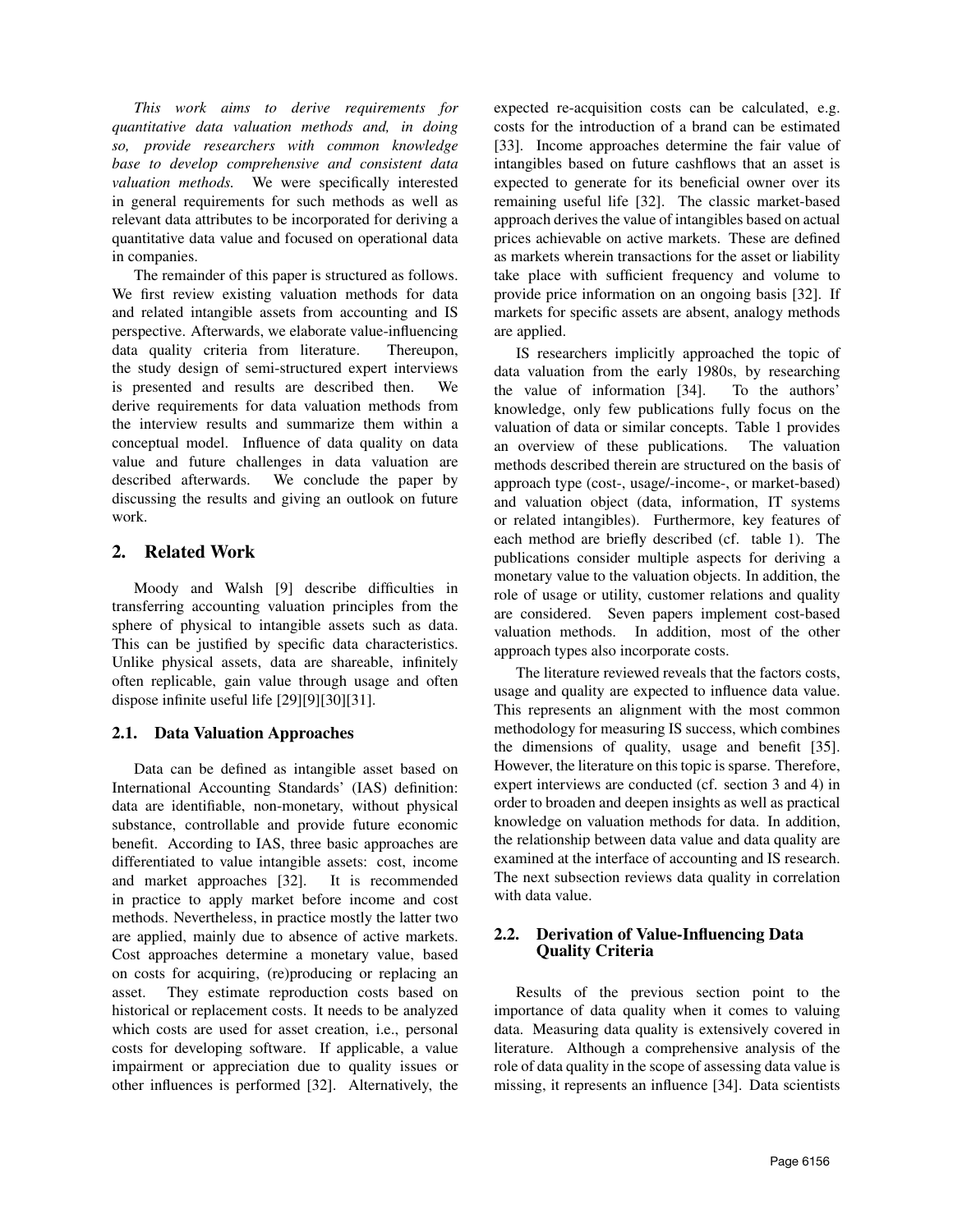*This work aims to derive requirements for quantitative data valuation methods and, in doing so, provide researchers with common knowledge base to develop comprehensive and consistent data valuation methods.* We were specifically interested in general requirements for such methods as well as relevant data attributes to be incorporated for deriving a quantitative data value and focused on operational data in companies.

The remainder of this paper is structured as follows. We first review existing valuation methods for data and related intangible assets from accounting and IS perspective. Afterwards, we elaborate value-influencing data quality criteria from literature. Thereupon, the study design of semi-structured expert interviews is presented and results are described then. We derive requirements for data valuation methods from the interview results and summarize them within a conceptual model. Influence of data quality on data value and future challenges in data valuation are described afterwards. We conclude the paper by discussing the results and giving an outlook on future work.

## 2. Related Work

Moody and Walsh [9] describe difficulties in transferring accounting valuation principles from the sphere of physical to intangible assets such as data. This can be justified by specific data characteristics. Unlike physical assets, data are shareable, infinitely often replicable, gain value through usage and often dispose infinite useful life [29][9][30][31].

### 2.1. Data Valuation Approaches

Data can be defined as intangible asset based on International Accounting Standards' (IAS) definition: data are identifiable, non-monetary, without physical substance, controllable and provide future economic benefit. According to IAS, three basic approaches are differentiated to value intangible assets: cost, income and market approaches [32]. It is recommended in practice to apply market before income and cost methods. Nevertheless, in practice mostly the latter two are applied, mainly due to absence of active markets. Cost approaches determine a monetary value, based on costs for acquiring, (re)producing or replacing an asset. They estimate reproduction costs based on historical or replacement costs. It needs to be analyzed which costs are used for asset creation, i.e., personal costs for developing software. If applicable, a value impairment or appreciation due to quality issues or other influences is performed [32]. Alternatively, the expected re-acquisition costs can be calculated, e.g. costs for the introduction of a brand can be estimated [33]. Income approaches determine the fair value of intangibles based on future cashflows that an asset is expected to generate for its beneficial owner over its remaining useful life [32]. The classic market-based approach derives the value of intangibles based on actual prices achievable on active markets. These are defined as markets wherein transactions for the asset or liability take place with sufficient frequency and volume to provide price information on an ongoing basis [32]. If markets for specific assets are absent, analogy methods are applied.

IS researchers implicitly approached the topic of data valuation from the early 1980s, by researching the value of information [34]. To the authors' knowledge, only few publications fully focus on the valuation of data or similar concepts. Table 1 provides an overview of these publications. The valuation methods described therein are structured on the basis of approach type (cost-, usage/-income-, or market-based) and valuation object (data, information, IT systems or related intangibles). Furthermore, key features of each method are briefly described (cf. table 1). The publications consider multiple aspects for deriving a monetary value to the valuation objects. In addition, the role of usage or utility, customer relations and quality are considered. Seven papers implement cost-based valuation methods. In addition, most of the other approach types also incorporate costs.

The literature reviewed reveals that the factors costs, usage and quality are expected to influence data value. This represents an alignment with the most common methodology for measuring IS success, which combines the dimensions of quality, usage and benefit [35]. However, the literature on this topic is sparse. Therefore, expert interviews are conducted (cf. section 3 and 4) in order to broaden and deepen insights as well as practical knowledge on valuation methods for data. In addition, the relationship between data value and data quality are examined at the interface of accounting and IS research. The next subsection reviews data quality in correlation with data value.

### 2.2. Derivation of Value-Influencing Data Quality Criteria

Results of the previous section point to the importance of data quality when it comes to valuing data. Measuring data quality is extensively covered in literature. Although a comprehensive analysis of the role of data quality in the scope of assessing data value is missing, it represents an influence [34]. Data scientists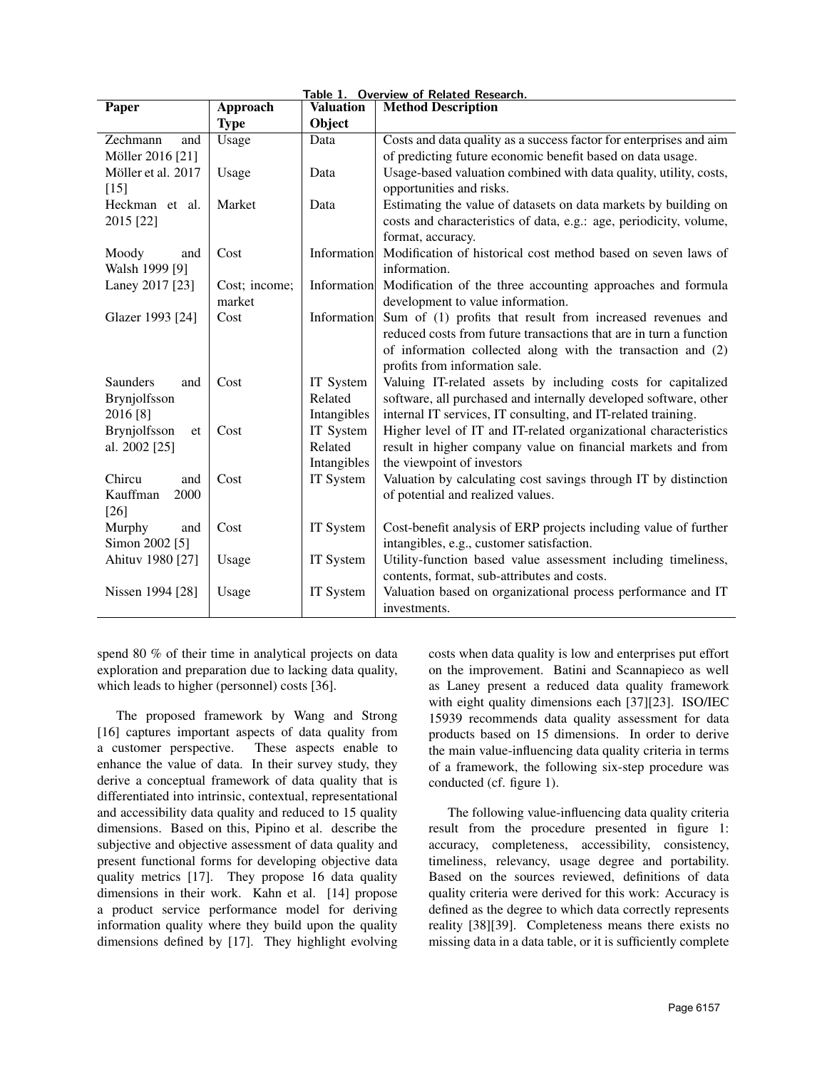Table 1. Overview of Related Research.

| Paper | Approach Type | Valuation Object | Method Description |
|---|---|---|---|
| Zechmann and Möller 2016 [21] | Usage | Data | Costs and data quality as a success factor for enterprises and aim of predicting future economic benefit based on data usage. |
| Möller et al. 2017 [15] | Usage | Data | Usage-based valuation combined with data quality, utility, costs, opportunities and risks. |
| Heckman et al. 2015 [22] | Market | Data | Estimating the value of datasets on data markets by building on costs and characteristics of data, e.g.: age, periodicity, volume, format, accuracy. |
| Moody and Walsh 1999 [9] | Cost | Information | Modification of historical cost method based on seven laws of information. |
| Laney 2017 [23] | Cost; income; market | Information | Modification of the three accounting approaches and formula development to value information. |
| Glazer 1993 [24] | Cost | Information | Sum of (1) profits that result from increased revenues and reduced costs from future transactions that are in turn a function of information collected along with the transaction and (2) profits from information sale. |
| Saunders and Brynjolfsson 2016 [8] | Cost | IT System Related Intangibles | Valuing IT-related assets by including costs for capitalized software, all purchased and internally developed software, other internal IT services, IT consulting, and IT-related training. |
| Brynjolfsson et al. 2002 [25] | Cost | IT System Related Intangibles | Higher level of IT and IT-related organizational characteristics result in higher company value on financial markets and from the viewpoint of investors |
| Chircu and Kauffman 2000 [26] | Cost | IT System | Valuation by calculating cost savings through IT by distinction of potential and realized values. |
| Murphy and Simon 2002 [5] | Cost | IT System | Cost-benefit analysis of ERP projects including value of further intangibles, e.g., customer satisfaction. |
| Ahituv 1980 [27] | Usage | IT System | Utility-function based value assessment including timeliness, contents, format, sub-attributes and costs. |
| Nissen 1994 [28] | Usage | IT System | Valuation based on organizational process performance and IT investments. |

spend 80 % of their time in analytical projects on data exploration and preparation due to lacking data quality, which leads to higher (personnel) costs [36].

The proposed framework by Wang and Strong [16] captures important aspects of data quality from a customer perspective. These aspects enable to enhance the value of data. In their survey study, they derive a conceptual framework of data quality that is differentiated into intrinsic, contextual, representational and accessibility data quality and reduced to 15 quality dimensions. Based on this, Pipino et al. describe the subjective and objective assessment of data quality and present functional forms for developing objective data quality metrics [17]. They propose 16 data quality dimensions in their work. Kahn et al. [14] propose a product service performance model for deriving information quality where they build upon the quality dimensions defined by [17]. They highlight evolving costs when data quality is low and enterprises put effort on the improvement. Batini and Scannapieco as well as Laney present a reduced data quality framework with eight quality dimensions each [37][23]. ISO/IEC 15939 recommends data quality assessment for data products based on 15 dimensions. In order to derive the main value-influencing data quality criteria in terms of a framework, the following six-step procedure was conducted (cf. figure 1).

The following value-influencing data quality criteria result from the procedure presented in figure 1: accuracy, completeness, accessibility, consistency, timeliness, relevancy, usage degree and portability. Based on the sources reviewed, definitions of data quality criteria were derived for this work: Accuracy is defined as the degree to which data correctly represents reality [38][39]. Completeness means there exists no missing data in a data table, or it is sufficiently complete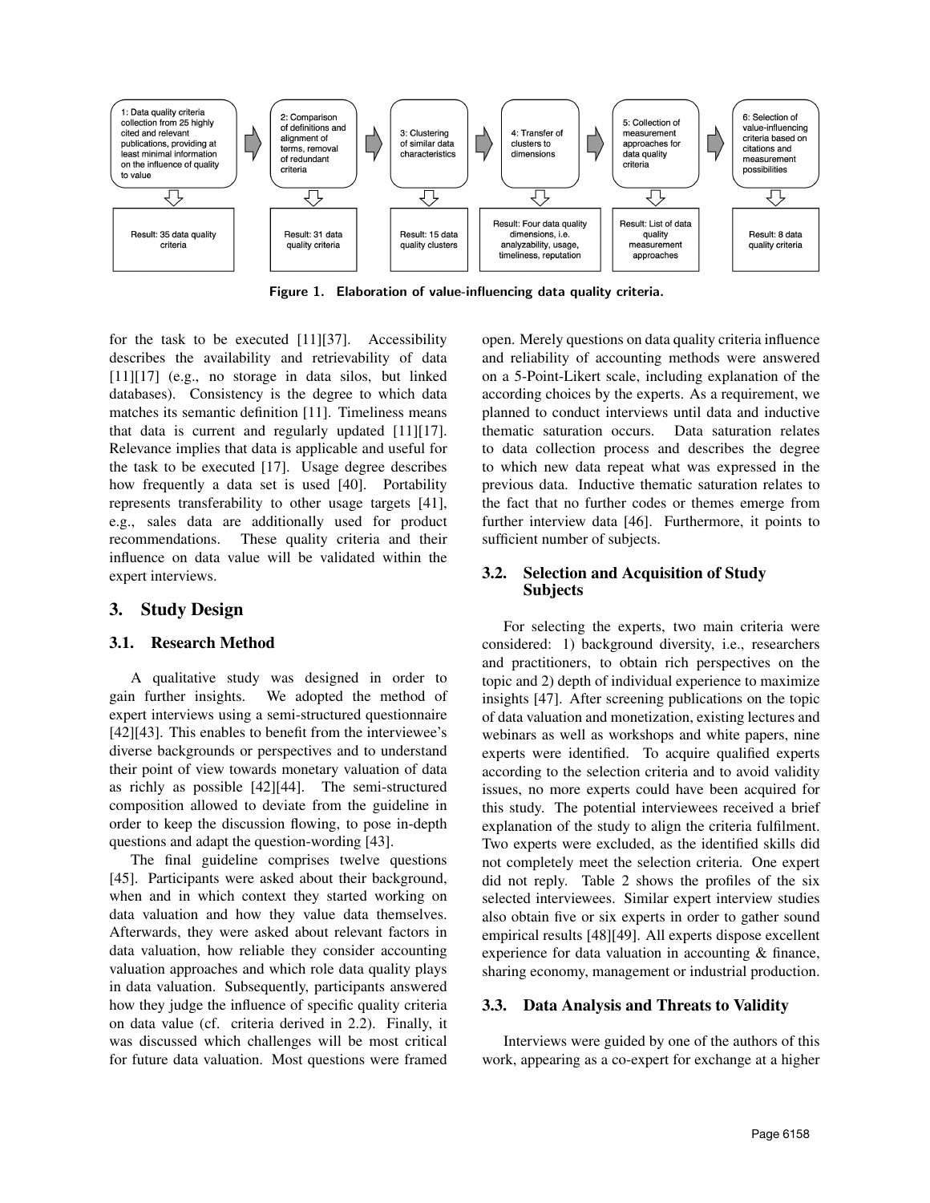| Step | Result |
|---|---|
| 1: Data quality criteria collection from 25 highly cited and relevant publications, providing at least minimal information on the influence of quality to value | Result: 35 data quality criteria |
| 2: Comparison of definitions and alignment of terms, removal of redundant criteria | Result: 31 data quality criteria |
| 3: Clustering of similar data characteristics | Result: 15 data quality clusters |
| 4: Transfer of clusters to dimensions | Result: Four data quality dimensions, i.e. analyzability, usage, timeliness, reputation |
| 5: Collection of measurement approaches for data quality criteria | Result: List of data quality measurement approaches |
| 6: Selection of value-influencing criteria based on citations and measurement possibilities | Result: 8 data quality criteria |

**Figure 1. Elaboration of value-influencing data quality criteria.**

for the task to be executed [11][37]. Accessibility describes the availability and retrievability of data [11][17] (e.g., no storage in data silos, but linked databases). Consistency is the degree to which data matches its semantic definition [11]. Timeliness means that data is current and regularly updated [11][17]. Relevance implies that data is applicable and useful for the task to be executed [17]. Usage degree describes how frequently a data set is used [40]. Portability represents transferability to other usage targets [41], e.g., sales data are additionally used for product recommendations. These quality criteria and their influence on data value will be validated within the expert interviews.

## 3. Study Design

### 3.1. Research Method

A qualitative study was designed in order to gain further insights. We adopted the method of expert interviews using a semi-structured questionnaire [42][43]. This enables to benefit from the interviewee's diverse backgrounds or perspectives and to understand their point of view towards monetary valuation of data as richly as possible [42][44]. The semi-structured composition allowed to deviate from the guideline in order to keep the discussion flowing, to pose in-depth questions and adapt the question-wording [43].

The final guideline comprises twelve questions [45]. Participants were asked about their background, when and in which context they started working on data valuation and how they value data themselves. Afterwards, they were asked about relevant factors in data valuation, how reliable they consider accounting valuation approaches and which role data quality plays in data valuation. Subsequently, participants answered how they judge the influence of specific quality criteria on data value (cf. criteria derived in 2.2). Finally, it was discussed which challenges will be most critical for future data valuation. Most questions were framed open. Merely questions on data quality criteria influence and reliability of accounting methods were answered on a 5-Point-Likert scale, including explanation of the according choices by the experts. As a requirement, we planned to conduct interviews until data and inductive thematic saturation occurs. Data saturation relates to data collection process and describes the degree to which new data repeat what was expressed in the previous data. Inductive thematic saturation relates to the fact that no further codes or themes emerge from further interview data [46]. Furthermore, it points to sufficient number of subjects.

### 3.2. Selection and Acquisition of Study Subjects

For selecting the experts, two main criteria were considered: 1) background diversity, i.e., researchers and practitioners, to obtain rich perspectives on the topic and 2) depth of individual experience to maximize insights [47]. After screening publications on the topic of data valuation and monetization, existing lectures and webinars as well as workshops and white papers, nine experts were identified. To acquire qualified experts according to the selection criteria and to avoid validity issues, no more experts could have been acquired for this study. The potential interviewees received a brief explanation of the study to align the criteria fulfilment. Two experts were excluded, as the identified skills did not completely meet the selection criteria. One expert did not reply. Table 2 shows the profiles of the six selected interviewees. Similar expert interview studies also obtain five or six experts in order to gather sound empirical results [48][49]. All experts dispose excellent experience for data valuation in accounting & finance, sharing economy, management or industrial production.

### 3.3. Data Analysis and Threats to Validity

Interviews were guided by one of the authors of this work, appearing as a co-expert for exchange at a higher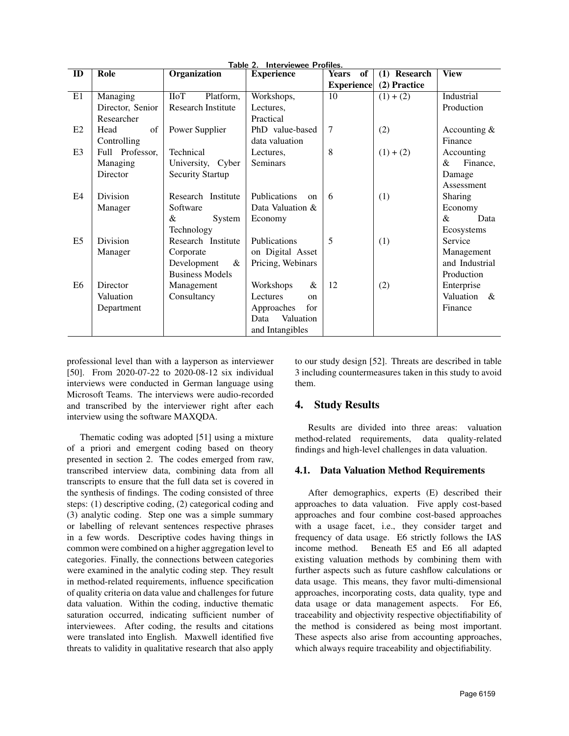Table 2. Interviewee Profiles.

| ID | Role | Organization | Experience | Years of Experience | (1) Research (2) Practice | View |
|---|---|---|---|---|---|---|
| E1 | Managing Director, Senior Researcher | IIoT Platform, Research Institute | Workshops, Lectures, Practical | 10 | (1) + (2) | Industrial Production |
| E2 | Head of Controlling | Power Supplier | PhD value-based data valuation | 7 | (2) | Accounting & Finance |
| E3 | Full Professor, Managing Director | Technical University, Cyber Security Startup | Lectures, Seminars | 8 | (1) + (2) | Accounting & Finance, Damage Assessment |
| E4 | Division Manager | Research Institute Software & System Technology | Publications on Data Valuation & Economy | 6 | (1) | Sharing Economy & Data Ecosystems |
| E5 | Division Manager | Research Institute Corporate Development & Business Models | Publications on Digital Asset Pricing, Webinars | 5 | (1) | Service Management and Industrial Production |
| E6 | Director Valuation Department | Management Consultancy | Workshops & Lectures on Approaches for Data Valuation and Intangibles | 12 | (2) | Enterprise Valuation & Finance |

professional level than with a layperson as interviewer [50]. From 2020-07-22 to 2020-08-12 six individual interviews were conducted in German language using Microsoft Teams. The interviews were audio-recorded and transcribed by the interviewer right after each interview using the software MAXQDA.

Thematic coding was adopted [51] using a mixture of a priori and emergent coding based on theory presented in section 2. The codes emerged from raw, transcribed interview data, combining data from all transcripts to ensure that the full data set is covered in the synthesis of findings. The coding consisted of three steps: (1) descriptive coding, (2) categorical coding and (3) analytic coding. Step one was a simple summary or labelling of relevant sentences respective phrases in a few words. Descriptive codes having things in common were combined on a higher aggregation level to categories. Finally, the connections between categories were examined in the analytic coding step. They result in method-related requirements, influence specification of quality criteria on data value and challenges for future data valuation. Within the coding, inductive thematic saturation occurred, indicating sufficient number of interviewees. After coding, the results and citations were translated into English. Maxwell identified five threats to validity in qualitative research that also apply to our study design [52]. Threats are described in table 3 including countermeasures taken in this study to avoid them.

## 4. Study Results

Results are divided into three areas: valuation method-related requirements, data quality-related findings and high-level challenges in data valuation.

### 4.1. Data Valuation Method Requirements

After demographics, experts (E) described their approaches to data valuation. Five apply cost-based approaches and four combine cost-based approaches with a usage facet, i.e., they consider target and frequency of data usage. E6 strictly follows the IAS income method. Beneath E5 and E6 all adapted existing valuation methods by combining them with further aspects such as future cashflow calculations or data usage. This means, they favor multi-dimensional approaches, incorporating costs, data quality, type and data usage or data management aspects. For E6, traceability and objectivity respective objectifiability of the method is considered as being most important. These aspects also arise from accounting approaches, which always require traceability and objectifiability.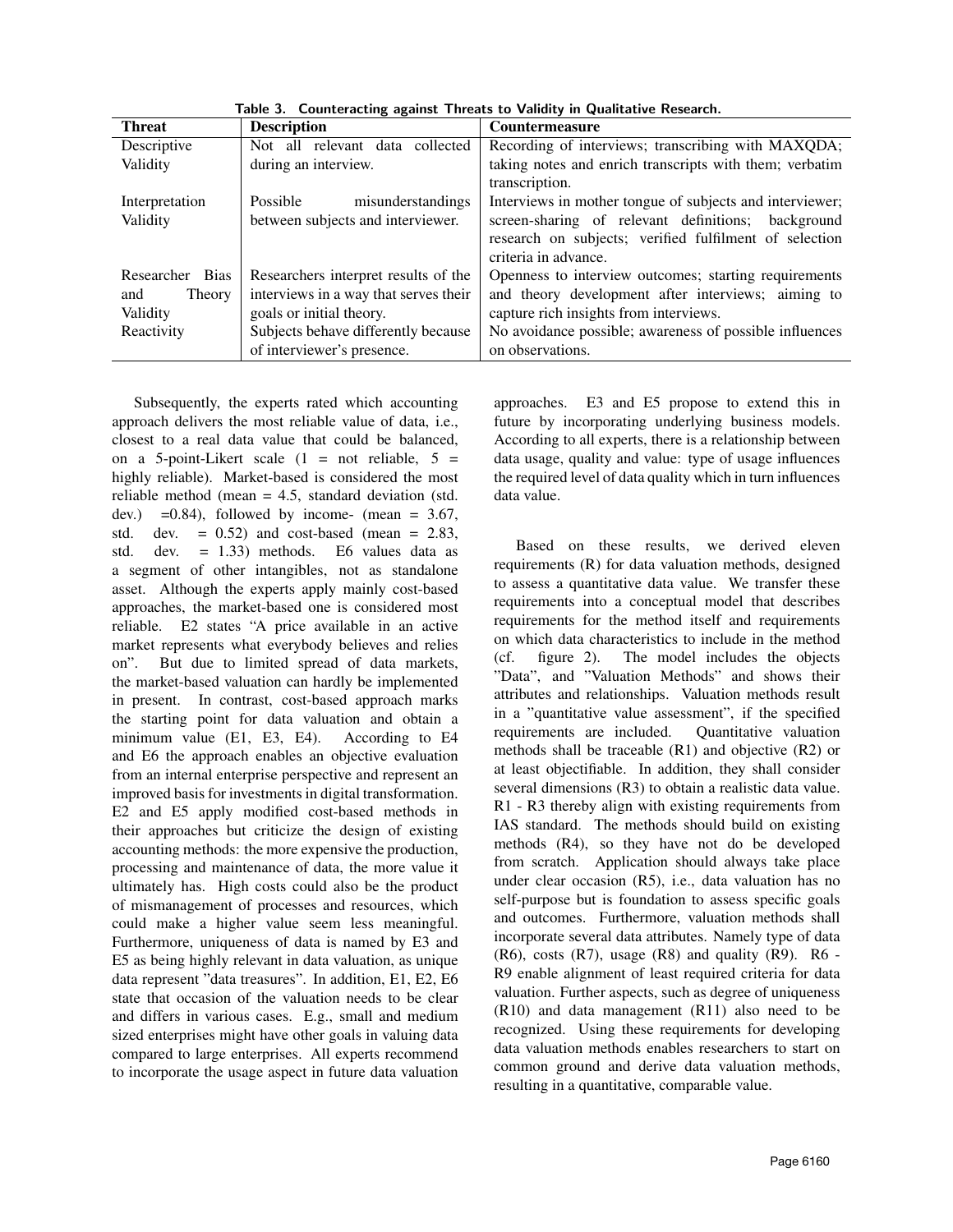**Table 3. Counteracting against Threats to Validity in Qualitative Research.**

| Threat | Description | Countermeasure |
|---|---|---|
| Descriptive Validity | Not all relevant data collected during an interview. | Recording of interviews; transcribing with MAXQDA; taking notes and enrich transcripts with them; verbatim transcription. |
| Interpretation Validity | Possible misunderstandings between subjects and interviewer. | Interviews in mother tongue of subjects and interviewer; screen-sharing of relevant definitions; background research on subjects; verified fulfilment of selection criteria in advance. |
| Researcher Bias and Theory Validity | Researchers interpret results of the interviews in a way that serves their goals or initial theory. | Openness to interview outcomes; starting requirements and theory development after interviews; aiming to capture rich insights from interviews. |
| Reactivity | Subjects behave differently because of interviewer's presence. | No avoidance possible; awareness of possible influences on observations. |

Subsequently, the experts rated which accounting approach delivers the most reliable value of data, i.e., closest to a real data value that could be balanced, on a 5-point-Likert scale (1 = not reliable, 5 = highly reliable). Market-based is considered the most reliable method (mean = 4.5, standard deviation (std. dev.) =0.84), followed by income- (mean = 3.67, std. dev. = 0.52) and cost-based (mean = 2.83, std. dev. = 1.33) methods. E6 values data as a segment of other intangibles, not as standalone asset. Although the experts apply mainly cost-based approaches, the market-based one is considered most reliable. E2 states "A price available in an active market represents what everybody believes and relies on". But due to limited spread of data markets, the market-based valuation can hardly be implemented in present. In contrast, cost-based approach marks the starting point for data valuation and obtain a minimum value (E1, E3, E4). According to E4 and E6 the approach enables an objective evaluation from an internal enterprise perspective and represent an improved basis for investments in digital transformation. E2 and E5 apply modified cost-based methods in their approaches but criticize the design of existing accounting methods: the more expensive the production, processing and maintenance of data, the more value it ultimately has. High costs could also be the product of mismanagement of processes and resources, which could make a higher value seem less meaningful. Furthermore, uniqueness of data is named by E3 and E5 as being highly relevant in data valuation, as unique data represent "data treasures". In addition, E1, E2, E6 state that occasion of the valuation needs to be clear and differs in various cases. E.g., small and medium sized enterprises might have other goals in valuing data compared to large enterprises. All experts recommend to incorporate the usage aspect in future data valuation approaches. E3 and E5 propose to extend this in future by incorporating underlying business models. According to all experts, there is a relationship between data usage, quality and value: type of usage influences the required level of data quality which in turn influences data value.

Based on these results, we derived eleven requirements (R) for data valuation methods, designed to assess a quantitative data value. We transfer these requirements into a conceptual model that describes requirements for the method itself and requirements on which data characteristics to include in the method (cf. figure 2). The model includes the objects "Data", and "Valuation Methods" and shows their attributes and relationships. Valuation methods result in a "quantitative value assessment", if the specified requirements are included. Quantitative valuation methods shall be traceable (R1) and objective (R2) or at least objectifiable. In addition, they shall consider several dimensions (R3) to obtain a realistic data value. R1 - R3 thereby align with existing requirements from IAS standard. The methods should build on existing methods (R4), so they have not do be developed from scratch. Application should always take place under clear occasion (R5), i.e., data valuation has no self-purpose but is foundation to assess specific goals and outcomes. Furthermore, valuation methods shall incorporate several data attributes. Namely type of data (R6), costs (R7), usage (R8) and quality (R9). R6 - R9 enable alignment of least required criteria for data valuation. Further aspects, such as degree of uniqueness (R10) and data management (R11) also need to be recognized. Using these requirements for developing data valuation methods enables researchers to start on common ground and derive data valuation methods, resulting in a quantitative, comparable value.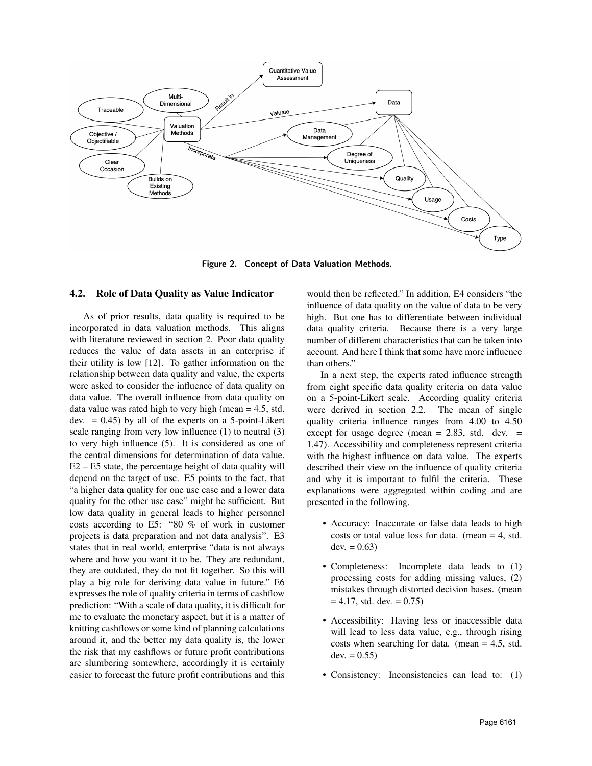Figure 2. Concept of Data Valuation Methods.

## 4.2. Role of Data Quality as Value Indicator

As of prior results, data quality is required to be incorporated in data valuation methods. This aligns with literature reviewed in section 2. Poor data quality reduces the value of data assets in an enterprise if their utility is low [12]. To gather information on the relationship between data quality and value, the experts were asked to consider the influence of data quality on data value. The overall influence from data quality on data value was rated high to very high (mean = 4.5, std. dev. = 0.45) by all of the experts on a 5-point-Likert scale ranging from very low influence (1) to neutral (3) to very high influence (5). It is considered as one of the central dimensions for determination of data value. E2 – E5 state, the percentage height of data quality will depend on the target of use. E5 points to the fact, that "a higher data quality for one use case and a lower data quality for the other use case" might be sufficient. But low data quality in general leads to higher personnel costs according to E5: "80 % of work in customer projects is data preparation and not data analysis". E3 states that in real world, enterprise "data is not always where and how you want it to be. They are redundant, they are outdated, they do not fit together. So this will play a big role for deriving data value in future." E6 expresses the role of quality criteria in terms of cashflow prediction: "With a scale of data quality, it is difficult for me to evaluate the monetary aspect, but it is a matter of knitting cashflows or some kind of planning calculations around it, and the better my data quality is, the lower the risk that my cashflows or future profit contributions are slumbering somewhere, accordingly it is certainly easier to forecast the future profit contributions and this would then be reflected." In addition, E4 considers "the influence of data quality on the value of data to be very high. But one has to differentiate between individual data quality criteria. Because there is a very large number of different characteristics that can be taken into account. And here I think that some have more influence than others."

In a next step, the experts rated influence strength from eight specific data quality criteria on data value on a 5-point-Likert scale. According quality criteria were derived in section 2.2. The mean of single quality criteria influence ranges from 4.00 to 4.50 except for usage degree (mean = 2.83, std. dev. = 1.47). Accessibility and completeness represent criteria with the highest influence on data value. The experts described their view on the influence of quality criteria and why it is important to fulfil the criteria. These explanations were aggregated within coding and are presented in the following.

- Accuracy: Inaccurate or false data leads to high costs or total value loss for data. (mean = 4, std. dev. = 0.63)
- Completeness: Incomplete data leads to (1) processing costs for adding missing values, (2) mistakes through distorted decision bases. (mean = 4.17, std. dev. = 0.75)
- Accessibility: Having less or inaccessible data will lead to less data value, e.g., through rising costs when searching for data. (mean = 4.5, std. dev. = 0.55)
- Consistency: Inconsistencies can lead to: (1)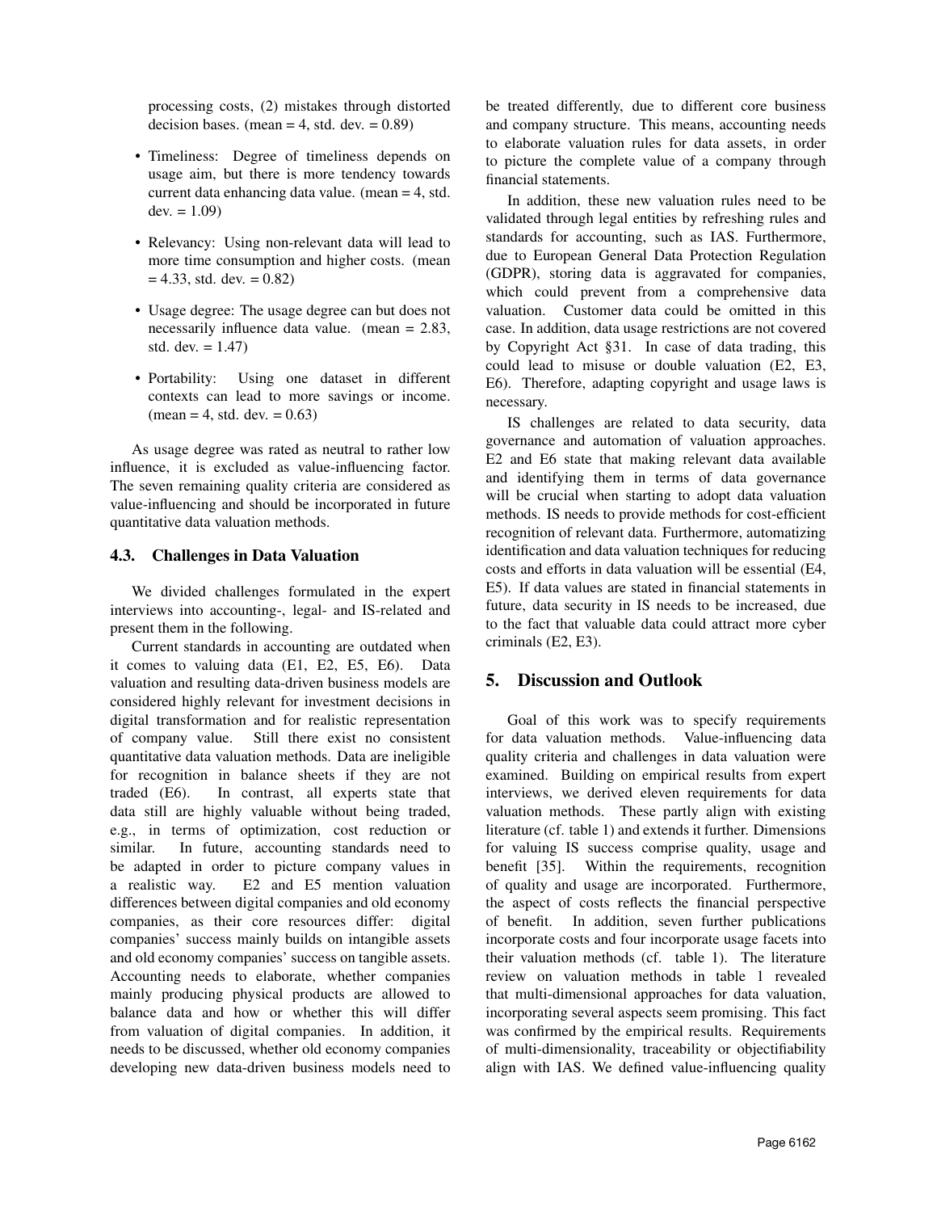processing costs, (2) mistakes through distorted decision bases. (mean = 4, std. dev. = 0.89)

- Timeliness: Degree of timeliness depends on usage aim, but there is more tendency towards current data enhancing data value. (mean = 4, std. dev. = 1.09)
- Relevancy: Using non-relevant data will lead to more time consumption and higher costs. (mean = 4.33, std. dev. = 0.82)
- Usage degree: The usage degree can but does not necessarily influence data value. (mean = 2.83, std. dev. = 1.47)
- Portability: Using one dataset in different contexts can lead to more savings or income. (mean = 4, std. dev. = 0.63)

As usage degree was rated as neutral to rather low influence, it is excluded as value-influencing factor. The seven remaining quality criteria are considered as value-influencing and should be incorporated in future quantitative data valuation methods.

### 4.3. Challenges in Data Valuation

We divided challenges formulated in the expert interviews into accounting-, legal- and IS-related and present them in the following.

Current standards in accounting are outdated when it comes to valuing data (E1, E2, E5, E6). Data valuation and resulting data-driven business models are considered highly relevant for investment decisions in digital transformation and for realistic representation of company value. Still there exist no consistent quantitative data valuation methods. Data are ineligible for recognition in balance sheets if they are not traded (E6). In contrast, all experts state that data still are highly valuable without being traded, e.g., in terms of optimization, cost reduction or similar. In future, accounting standards need to be adapted in order to picture company values in a realistic way. E2 and E5 mention valuation differences between digital companies and old economy companies, as their core resources differ: digital companies' success mainly builds on intangible assets and old economy companies' success on tangible assets. Accounting needs to elaborate, whether companies mainly producing physical products are allowed to balance data and how or whether this will differ from valuation of digital companies. In addition, it needs to be discussed, whether old economy companies developing new data-driven business models need to be treated differently, due to different core business and company structure. This means, accounting needs to elaborate valuation rules for data assets, in order to picture the complete value of a company through financial statements.

In addition, these new valuation rules need to be validated through legal entities by refreshing rules and standards for accounting, such as IAS. Furthermore, due to European General Data Protection Regulation (GDPR), storing data is aggravated for companies, which could prevent from a comprehensive data valuation. Customer data could be omitted in this case. In addition, data usage restrictions are not covered by Copyright Act §31. In case of data trading, this could lead to misuse or double valuation (E2, E3, E6). Therefore, adapting copyright and usage laws is necessary.

IS challenges are related to data security, data governance and automation of valuation approaches. E2 and E6 state that making relevant data available and identifying them in terms of data governance will be crucial when starting to adopt data valuation methods. IS needs to provide methods for cost-efficient recognition of relevant data. Furthermore, automatizing identification and data valuation techniques for reducing costs and efforts in data valuation will be essential (E4, E5). If data values are stated in financial statements in future, data security in IS needs to be increased, due to the fact that valuable data could attract more cyber criminals (E2, E3).

## 5. Discussion and Outlook

Goal of this work was to specify requirements for data valuation methods. Value-influencing data quality criteria and challenges in data valuation were examined. Building on empirical results from expert interviews, we derived eleven requirements for data valuation methods. These partly align with existing literature (cf. table 1) and extends it further. Dimensions for valuing IS success comprise quality, usage and benefit [35]. Within the requirements, recognition of quality and usage are incorporated. Furthermore, the aspect of costs reflects the financial perspective of benefit. In addition, seven further publications incorporate costs and four incorporate usage facets into their valuation methods (cf. table 1). The literature review on valuation methods in table 1 revealed that multi-dimensional approaches for data valuation, incorporating several aspects seem promising. This fact was confirmed by the empirical results. Requirements of multi-dimensionality, traceability or objectifiability align with IAS. We defined value-influencing quality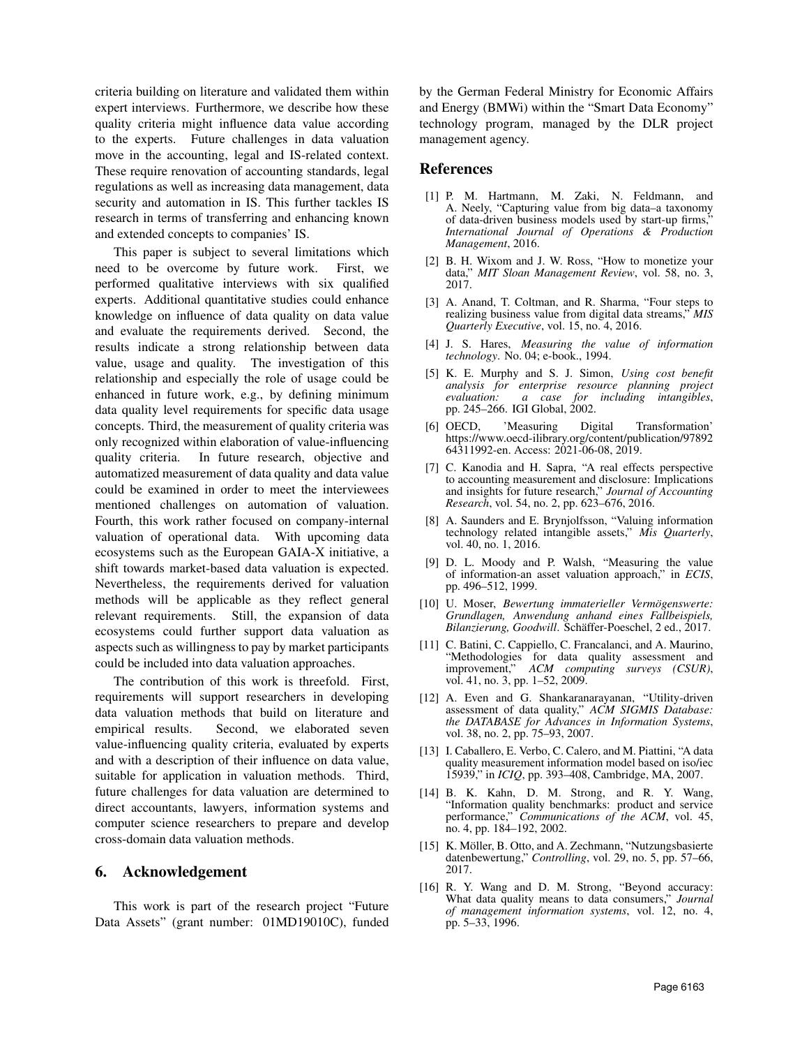criteria building on literature and validated them within expert interviews. Furthermore, we describe how these quality criteria might influence data value according to the experts. Future challenges in data valuation move in the accounting, legal and IS-related context. These require renovation of accounting standards, legal regulations as well as increasing data management, data security and automation in IS. This further tackles IS research in terms of transferring and enhancing known and extended concepts to companies' IS.

This paper is subject to several limitations which need to be overcome by future work. First, we performed qualitative interviews with six qualified experts. Additional quantitative studies could enhance knowledge on influence of data quality on data value and evaluate the requirements derived. Second, the results indicate a strong relationship between data value, usage and quality. The investigation of this relationship and especially the role of usage could be enhanced in future work, e.g., by defining minimum data quality level requirements for specific data usage concepts. Third, the measurement of quality criteria was only recognized within elaboration of value-influencing quality criteria. In future research, objective and automatized measurement of data quality and data value could be examined in order to meet the interviewees mentioned challenges on automation of valuation. Fourth, this work rather focused on company-internal valuation of operational data. With upcoming data ecosystems such as the European GAIA-X initiative, a shift towards market-based data valuation is expected. Nevertheless, the requirements derived for valuation methods will be applicable as they reflect general relevant requirements. Still, the expansion of data ecosystems could further support data valuation as aspects such as willingness to pay by market participants could be included into data valuation approaches.

The contribution of this work is threefold. First, requirements will support researchers in developing data valuation methods that build on literature and empirical results. Second, we elaborated seven value-influencing quality criteria, evaluated by experts and with a description of their influence on data value, suitable for application in valuation methods. Third, future challenges for data valuation are determined to direct accountants, lawyers, information systems and computer science researchers to prepare and develop cross-domain data valuation methods.

## 6. Acknowledgement

This work is part of the research project "Future Data Assets" (grant number: 01MD19010C), funded by the German Federal Ministry for Economic Affairs and Energy (BMWi) within the "Smart Data Economy" technology program, managed by the DLR project management agency.

## References

[1] P. M. Hartmann, M. Zaki, N. Feldmann, and A. Neely, "Capturing value from big data–a taxonomy of data-driven business models used by start-up firms," *International Journal of Operations & Production Management*, 2016.

[2] B. H. Wixom and J. W. Ross, "How to monetize your data," *MIT Sloan Management Review*, vol. 58, no. 3, 2017.

[3] A. Anand, T. Coltman, and R. Sharma, "Four steps to realizing business value from digital data streams," *MIS Quarterly Executive*, vol. 15, no. 4, 2016.

[4] J. S. Hares, *Measuring the value of information technology*. No. 04; e-book., 1994.

[5] K. E. Murphy and S. J. Simon, *Using cost benefit analysis for enterprise resource planning project evaluation: a case for including intangibles*, pp. 245–266. IGI Global, 2002.

[6] OECD, 'Measuring Digital Transformation' https://www.oecd-ilibrary.org/content/publication/9789264311992-en. Access: 2021-06-08, 2019.

[7] C. Kanodia and H. Sapra, "A real effects perspective to accounting measurement and disclosure: Implications and insights for future research," *Journal of Accounting Research*, vol. 54, no. 2, pp. 623–676, 2016.

[8] A. Saunders and E. Brynjolfsson, "Valuing information technology related intangible assets," *Mis Quarterly*, vol. 40, no. 1, 2016.

[9] D. L. Moody and P. Walsh, "Measuring the value of information-an asset valuation approach," in *ECIS*, pp. 496–512, 1999.

[10] U. Moser, *Bewertung immaterieller Vermögenswerte: Grundlagen, Anwendung anhand eines Fallbeispiels, Bilanzierung, Goodwill*. Schäffer-Poeschel, 2 ed., 2017.

[11] C. Batini, C. Cappiello, C. Francalanci, and A. Maurino, "Methodologies for data quality assessment and improvement," *ACM computing surveys (CSUR)*, vol. 41, no. 3, pp. 1–52, 2009.

[12] A. Even and G. Shankaranarayanan, "Utility-driven assessment of data quality," *ACM SIGMIS Database: the DATABASE for Advances in Information Systems*, vol. 38, no. 2, pp. 75–93, 2007.

[13] I. Caballero, E. Verbo, C. Calero, and M. Piattini, "A data quality measurement information model based on iso/iec 15939," in *ICIQ*, pp. 393–408, Cambridge, MA, 2007.

[14] B. K. Kahn, D. M. Strong, and R. Y. Wang, "Information quality benchmarks: product and service performance," *Communications of the ACM*, vol. 45, no. 4, pp. 184–192, 2002.

[15] K. Möller, B. Otto, and A. Zechmann, "Nutzungsbasierte datenbewertung," *Controlling*, vol. 29, no. 5, pp. 57–66, 2017.

[16] R. Y. Wang and D. M. Strong, "Beyond accuracy: What data quality means to data consumers," *Journal of management information systems*, vol. 12, no. 4, pp. 5–33, 1996.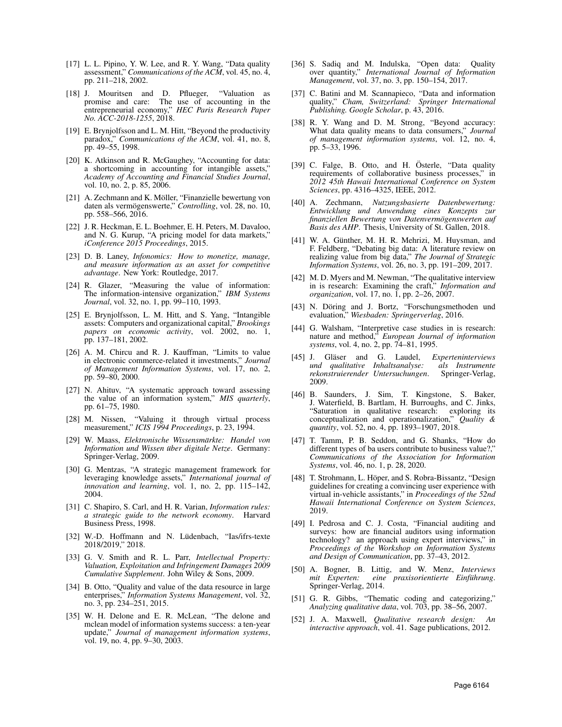[17] L. L. Pipino, Y. W. Lee, and R. Y. Wang, "Data quality assessment," *Communications of the ACM*, vol. 45, no. 4, pp. 211–218, 2002.

[18] J. Mouritsen and D. Pflueger, "Valuation as promise and care: The use of accounting in the entrepreneurial economy," *HEC Paris Research Paper No. ACC-2018-1255*, 2018.

[19] E. Brynjolfsson and L. M. Hitt, "Beyond the productivity paradox," *Communications of the ACM*, vol. 41, no. 8, pp. 49–55, 1998.

[20] K. Atkinson and R. McGaughey, "Accounting for data: a shortcoming in accounting for intangible assets," *Academy of Accounting and Financial Studies Journal*, vol. 10, no. 2, p. 85, 2006.

[21] A. Zechmann and K. Möller, "Finanzielle bewertung von daten als vermögenswerte," *Controlling*, vol. 28, no. 10, pp. 558–566, 2016.

[22] J. R. Heckman, E. L. Boehmer, E. H. Peters, M. Davaloo, and N. G. Kurup, "A pricing model for data markets," *iConference 2015 Proceedings*, 2015.

[23] D. B. Laney, *Infonomics: How to monetize, manage, and measure information as an asset for competitive advantage*. New York: Routledge, 2017.

[24] R. Glazer, "Measuring the value of information: The information-intensive organization," *IBM Systems Journal*, vol. 32, no. 1, pp. 99–110, 1993.

[25] E. Brynjolfsson, L. M. Hitt, and S. Yang, "Intangible assets: Computers and organizational capital," *Brookings papers on economic activity*, vol. 2002, no. 1, pp. 137–181, 2002.

[26] A. M. Chircu and R. J. Kauffman, "Limits to value in electronic commerce-related it investments," *Journal of Management Information Systems*, vol. 17, no. 2, pp. 59–80, 2000.

[27] N. Ahituv, "A systematic approach toward assessing the value of an information system," *MIS quarterly*, pp. 61–75, 1980.

[28] M. Nissen, "Valuing it through virtual process measurement," *ICIS 1994 Proceedings*, p. 23, 1994.

[29] W. Maass, *Elektronische Wissensmärkte: Handel von Information und Wissen über digitale Netze*. Germany: Springer-Verlag, 2009.

[30] G. Mentzas, "A strategic management framework for leveraging knowledge assets," *International journal of innovation and learning*, vol. 1, no. 2, pp. 115–142, 2004.

[31] C. Shapiro, S. Carl, and H. R. Varian, *Information rules: a strategic guide to the network economy*. Harvard Business Press, 1998.

[32] W.-D. Hoffmann and N. Lüdenbach, "Ias/ifrs-texte 2018/2019," 2018.

[33] G. V. Smith and R. L. Parr, *Intellectual Property: Valuation, Exploitation and Infringement Damages 2009 Cumulative Supplement*. John Wiley & Sons, 2009.

[34] B. Otto, "Quality and value of the data resource in large enterprises," *Information Systems Management*, vol. 32, no. 3, pp. 234–251, 2015.

[35] W. H. Delone and E. R. McLean, "The delone and mclean model of information systems success: a ten-year update," *Journal of management information systems*, vol. 19, no. 4, pp. 9–30, 2003.

[36] S. Sadiq and M. Indulska, "Open data: Quality over quantity," *International Journal of Information Management*, vol. 37, no. 3, pp. 150–154, 2017.

[37] C. Batini and M. Scannapieco, "Data and information quality," *Cham, Switzerland: Springer International Publishing. Google Scholar*, p. 43, 2016.

[38] R. Y. Wang and D. M. Strong, "Beyond accuracy: What data quality means to data consumers," *Journal of management information systems*, vol. 12, no. 4, pp. 5–33, 1996.

[39] C. Falge, B. Otto, and H. Österle, "Data quality requirements of collaborative business processes," in *2012 45th Hawaii International Conference on System Sciences*, pp. 4316–4325, IEEE, 2012.

[40] A. Zechmann, *Nutzungsbasierte Datenbewertung: Entwicklung und Anwendung eines Konzepts zur finanziellen Bewertung von Datenvermögenswerten auf Basis des AHP*. Thesis, University of St. Gallen, 2018.

[41] W. A. Günther, M. H. R. Mehrizi, M. Huysman, and F. Feldberg, "Debating big data: A literature review on realizing value from big data," *The Journal of Strategic Information Systems*, vol. 26, no. 3, pp. 191–209, 2017.

[42] M. D. Myers and M. Newman, "The qualitative interview in is research: Examining the craft," *Information and organization*, vol. 17, no. 1, pp. 2–26, 2007.

[43] N. Döring and J. Bortz, "Forschungsmethoden und evaluation," *Wiesbaden: Springerverlag*, 2016.

[44] G. Walsham, "Interpretive case studies in is research: nature and method," *European Journal of information systems*, vol. 4, no. 2, pp. 74–81, 1995.

[45] J. Gläser and G. Laudel, *Experteninterviews und qualitative Inhaltsanalyse: als Instrumente rekonstruierender Untersuchungen*. Springer-Verlag, 2009.

[46] B. Saunders, J. Sim, T. Kingstone, S. Baker, J. Waterfield, B. Bartlam, H. Burroughs, and C. Jinks, "Saturation in qualitative research: exploring its conceptualization and operationalization," *Quality & quantity*, vol. 52, no. 4, pp. 1893–1907, 2018.

[47] T. Tamm, P. B. Seddon, and G. Shanks, "How do different types of ba users contribute to business value?," *Communications of the Association for Information Systems*, vol. 46, no. 1, p. 28, 2020.

[48] T. Strohmann, L. Höper, and S. Robra-Bissantz, "Design guidelines for creating a convincing user experience with virtual in-vehicle assistants," in *Proceedings of the 52nd Hawaii International Conference on System Sciences*, 2019.

[49] I. Pedrosa and C. J. Costa, "Financial auditing and surveys: how are financial auditors using information technology? an approach using expert interviews," in *Proceedings of the Workshop on Information Systems and Design of Communication*, pp. 37–43, 2012.

[50] A. Bogner, B. Littig, and W. Menz, *Interviews mit Experten: eine praxisorientierte Einführung*. Springer-Verlag, 2014.

[51] G. R. Gibbs, "Thematic coding and categorizing," *Analyzing qualitative data*, vol. 703, pp. 38–56, 2007.

[52] J. A. Maxwell, *Qualitative research design: An interactive approach*, vol. 41. Sage publications, 2012.